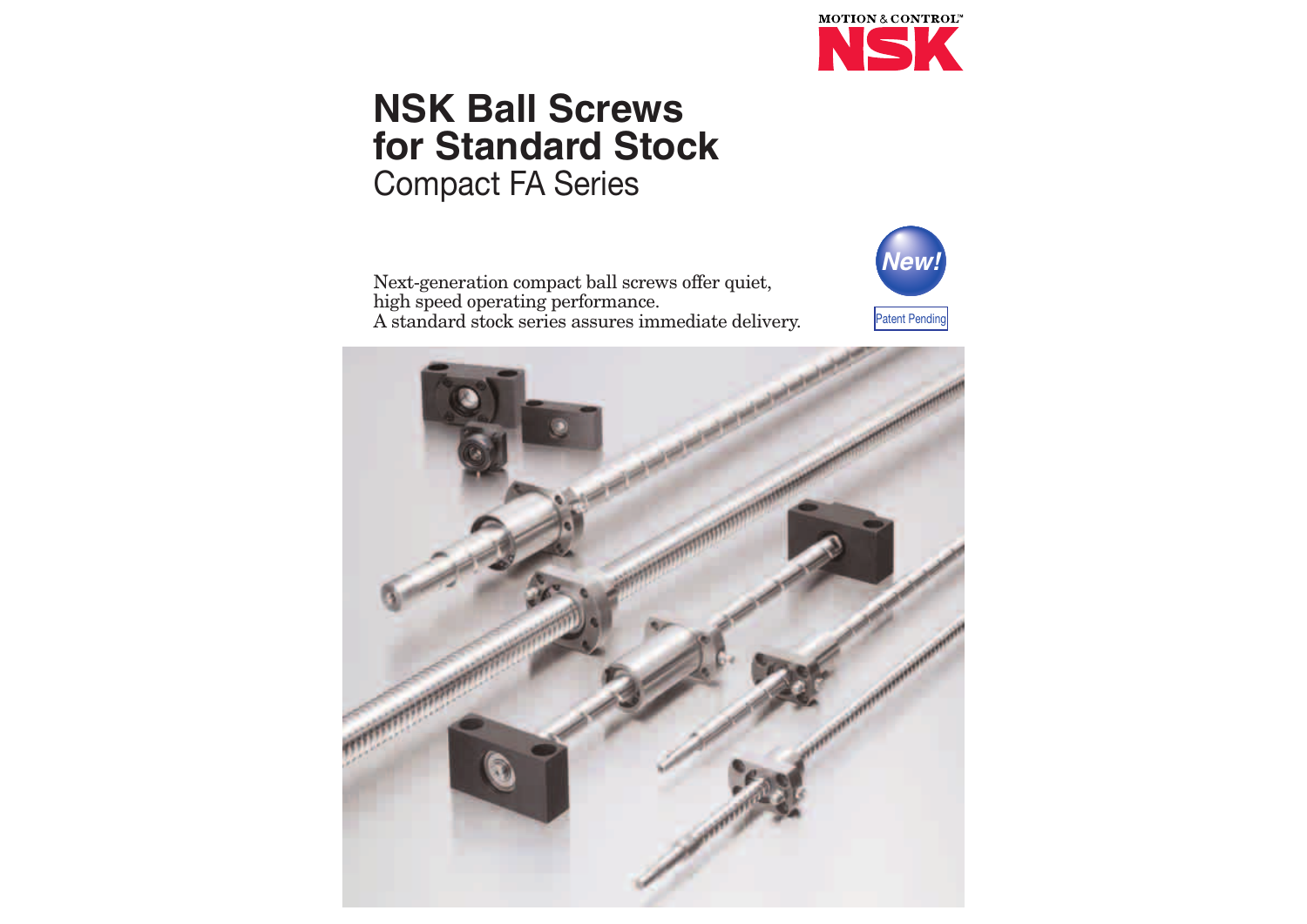MOTION & CONTROL™

NSK

# NSK Ball Screws for Standard Stock

## Compact FA Series

Next-generation compact ball screws offer quiet, high speed operating performance.
A standard stock series assures immediate delivery.

New!

Patent Pending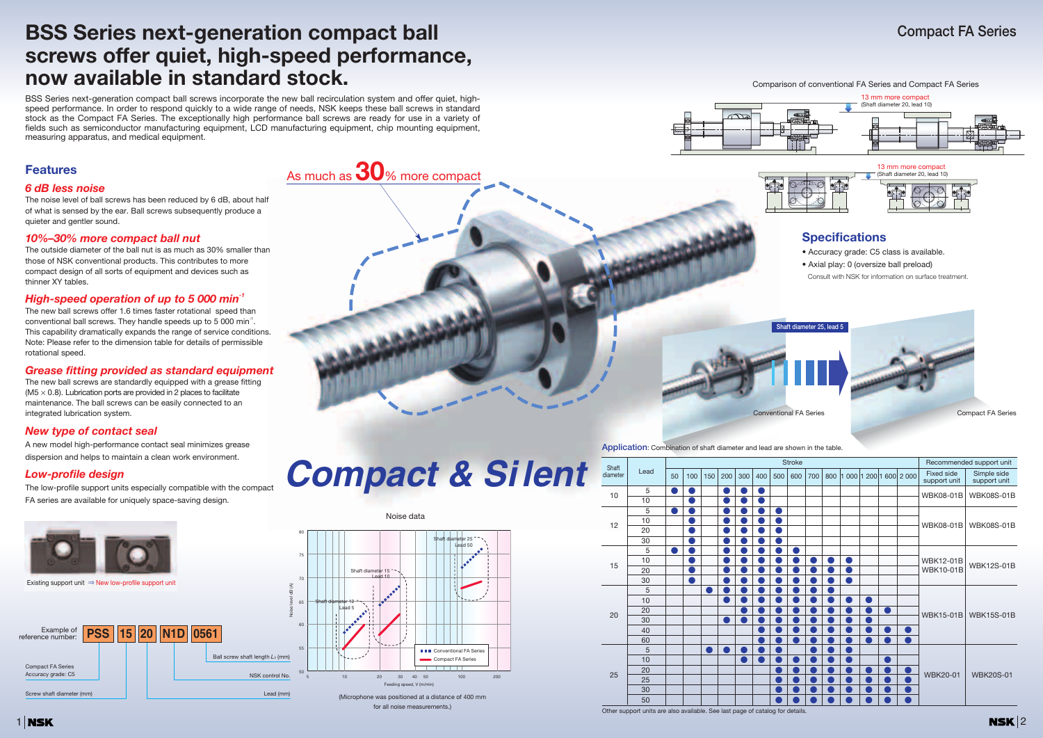# BSS Series next-generation compact ball screws offer quiet, high-speed performance, now available in standard stock.

## Compact FA Series

BSS Series next-generation compact ball screws incorporate the new ball recirculation system and offer quiet, high-speed performance. In order to respond quickly to a wide range of needs, NSK keeps these ball screws in standard stock as the Compact FA Series. The exceptionally high performance ball screws are ready for use in a variety of fields such as semiconductor manufacturing equipment, LCD manufacturing equipment, chip mounting equipment, measuring apparatus, and medical equipment.

## Features

### *6 dB less noise*

The noise level of ball screws has been reduced by 6 dB, about half of what is sensed by the ear. Ball screws subsequently produce a quieter and gentler sound.

### *10%–30% more compact ball nut*

The outside diameter of the ball nut is as much as 30% smaller than those of NSK conventional products. This contributes to more compact design of all sorts of equipment and devices such as thinner XY tables.

### *High-speed operation of up to 5 000 min$^{-1}$*

The new ball screws offer 1.6 times faster rotational speed than conventional ball screws. They handle speeds up to 5 000 min$^{-1}$. This capability dramatically expands the range of service conditions. Note: Please refer to the dimension table for details of permissible rotational speed.

### *Grease fitting provided as standard equipment*

The new ball screws are standardly equipped with a grease fitting (M5 × 0.8). Lubrication ports are provided in 2 places to facilitate maintenance. The ball screws can be easily connected to an integrated lubrication system.

### *New type of contact seal*

A new model high-performance contact seal minimizes grease dispersion and helps to maintain a clean work environment.

### *Low-profile design*

The low-profile support units especially compatible with the compact FA series are available for uniquely space-saving design.

Existing support unit ⇒ New low-profile support unit

Example of reference number: **PSS 15 20 N1D 0561**

- PSS: Compact FA Series Accuracy grade: C5
- 15: Screw shaft diameter (mm)
- 20: Lead (mm)
- N1D: NSK control No.
- 0561: Ball screw shaft length $L_0$ (mm)

As much as **30**% more compact

***Compact & Silent***

Noise data

(Microphone was positioned at a distance of 400 mm for all noise measurements.)

Comparison of conventional FA Series and Compact FA Series

13 mm more compact (Shaft diameter 20, lead 10)

13 mm more compact (Shaft diameter 20, lead 10)

Shaft diameter 25, lead 5

Conventional FA Series — Compact FA Series

## Specifications

- Accuracy grade: C5 class is available.
- Axial play: 0 (oversize ball preload)

Consult with NSK for information on surface treatment.

**Application**: Combination of shaft diameter and lead are shown in the table.

| Shaft diameter | Lead | Stroke | | | | | | | | | | | | | | Recommended support unit | |
|---|---|---|---|---|---|---|---|---|---|---|---|---|---|---|---|---|---|
| | | 50 | 100 | 150 | 200 | 300 | 400 | 500 | 600 | 700 | 800 | 1 000 | 1 200 | 1 600 | 2 000 | Fixed side support unit | Simple side support unit |
| 10 | 5 | ● | ● | | ● | ● | ● | | | | | | | | | WBK08-01B | WBK08S-01B |
| | 10 | | ● | | ● | ● | ● | | | | | | | | | | |
| 12 | 5 | ● | ● | | ● | ● | ● | ● | | | | | | | | WBK08-01B | WBK08S-01B |
| | 10 | | ● | | ● | ● | ● | ● | | | | | | | | | |
| | 20 | | ● | | ● | ● | ● | ● | | | | | | | | | |
| | 30 | | ● | | ● | ● | ● | ● | | | | | | | | | |
| 15 | 5 | ● | ● | | ● | ● | ● | ● | ● | | | | | | | WBK12-01B WBK10-01B | WBK12S-01B |
| | 10 | | ● | | ● | ● | ● | ● | ● | ● | ● | ● | | | | | |
| | 20 | | ● | | ● | ● | ● | ● | ● | ● | ● | ● | | | | | |
| | 30 | | ● | | ● | ● | ● | ● | ● | ● | ● | ● | | | | | |
| 20 | 5 | | | ● | ● | ● | ● | ● | ● | ● | ● | | | | | WBK15-01B | WBK15S-01B |
| | 10 | | | | ● | ● | ● | ● | ● | ● | ● | ● | ● | | | | |
| | 20 | | | | | ● | ● | ● | ● | ● | ● | ● | ● | ● | | | |
| | 30 | | | | ● | ● | ● | ● | ● | ● | ● | ● | ● | | | | |
| | 40 | | | | | | ● | ● | ● | ● | ● | ● | ● | ● | ● | | |
| | 60 | | | | | | ● | ● | ● | ● | ● | ● | ● | ● | ● | | |
| 25 | 5 | | | ● | ● | ● | ● | ● | | ● | ● | ● | | | | WBK20-01 | WBK20S-01 |
| | 10 | | | | | ● | ● | ● | ● | ● | ● | ● | | ● | | | |
| | 20 | | | | | | | ● | ● | ● | ● | ● | ● | ● | ● | | |
| | 25 | | | | | | | ● | ● | ● | ● | ● | ● | ● | ● | | |
| | 30 | | | | | | | ● | ● | ● | ● | ● | ● | ● | ● | | |
| | 50 | | | | | | | ● | ● | ● | ● | ● | ● | ● | ● | | |

Other support units are also available. See last page of catalog for details.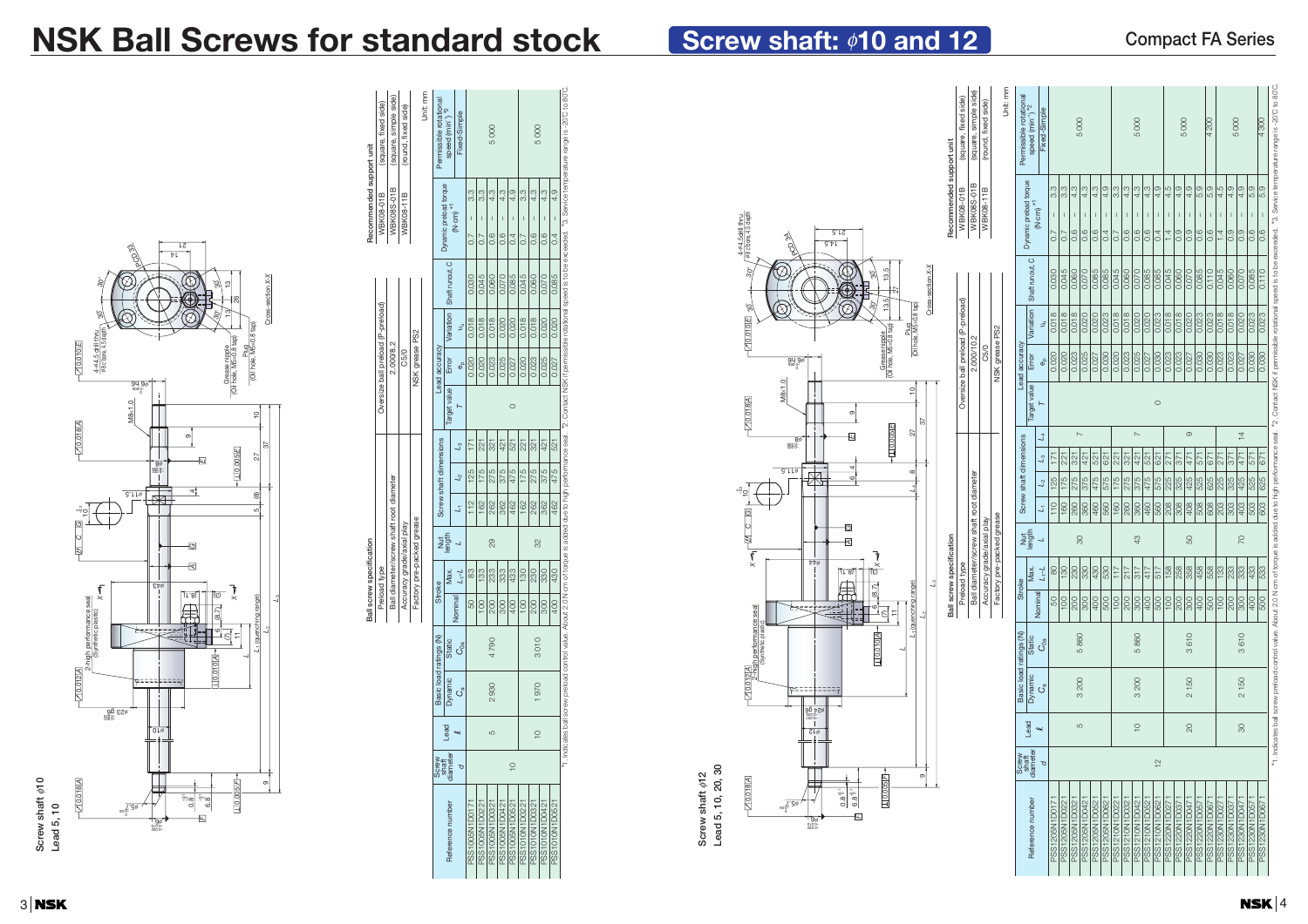# NSK Ball Screws for standard stock

## Screw shaft: $\phi$10 and 12

Compact FA Series

### Screw shaft $\phi$10
Lead 5, 10

Unit: mm

| Ball screw specification | |
|---|---|
| Preload type | Oversize ball preload (P-preload) |
| Ball diameter/screw shaft root diameter | 2.000/8.2 |
| Accuracy grade/axial play | C5/0 |
| Factory pre-packed grease | NSK grease PS2 |

| Recommended support unit | |
|---|---|
| WBK08-01B | (square, fixed side) |
| WBK08S-01B | (square, simple side) |
| WBK08-11B | (round, fixed side) |

| Reference number | Screw shaft diameter $d$ | Lead $\ell$ | Basic load ratings (N) Dynamic $C_a$ | Static $C_{0a}$ | Stroke Nominal | Max. $L_1-L$ | Nut length $L$ | Screw shaft dimensions $L_1$ | $L_2$ | $L_3$ | Lead accuracy Target value $T$ | Error $e_p$ | Variation $v_u$ | Shaft runout, C | Dynamic preload torque (N·cm) *1 | Permissible rotational speed (min⁻¹) *2 Fixed-Simple |
|---|---|---|---|---|---|---|---|---|---|---|---|---|---|---|---|---|
| PSS1005N1D0171 | 10 | 5 | 2 930 | 4 790 | 50 | 83 | 29 | 112 | 125 | 171 | 0 | 0.020 | 0.018 | 0.030 | 0.7 - 3.3 | 5 000 |
| PSS1005N1D0221 | | | | | 100 | 133 | | 162 | 175 | 221 | | 0.020 | 0.018 | 0.045 | 0.7 - 3.3 | |
| PSS1005N1D0321 | | | | | 200 | 233 | | 262 | 275 | 321 | | 0.023 | 0.018 | 0.060 | 0.6 - 4.3 | |
| PSS1005N1D0421 | | | | | 300 | 333 | | 362 | 375 | 421 | | 0.025 | 0.020 | 0.070 | 0.6 - 4.3 | |
| PSS1005N1D0521 | | | | | 400 | 433 | | 462 | 475 | 521 | | 0.027 | 0.020 | 0.085 | 0.4 - 4.9 | |
| PSS1010N1D0221 | | 10 | 1 970 | 3 010 | 100 | 130 | 32 | 162 | 175 | 221 | | 0.020 | 0.018 | 0.045 | 0.7 - 3.3 | 5 000 |
| PSS1010N1D0321 | | | | | 200 | 230 | | 262 | 275 | 321 | | 0.023 | 0.018 | 0.060 | 0.6 - 4.3 | |
| PSS1010N1D0421 | | | | | 300 | 330 | | 362 | 375 | 421 | | 0.025 | 0.020 | 0.070 | 0.6 - 4.3 | |
| PSS1010N1D0521 | | | | | 400 | 430 | | 462 | 475 | 521 | | 0.027 | 0.020 | 0.085 | 0.4 - 4.9 | |

*1. Indicates ball screw preload control value. About 2.0 N·cm of torque is added due to high performance seal. *2. Contact NSK if permissible rotational speed is to be exceeded. *3. Service temperature range is -20°C to 80°C.

### Screw shaft $\phi$12
Lead 5, 10, 20, 30

Unit: mm

| Ball screw specification | |
|---|---|
| Preload type | Oversize ball preload (P-preload) |
| Ball diameter/screw shaft root diameter | 2.000/10.2 |
| Accuracy grade/axial play | C5/0 |
| Factory pre-packed grease | NSK grease PS2 |

| Recommended support unit | |
|---|---|
| WBK08-01B | (square, fixed side) |
| WBK08S-01B | (square, simple side) |
| WBK08-11B | (round, fixed side) |

| Reference number | Screw shaft diameter $d$ | Lead $\ell$ | Basic load ratings (N) Dynamic $C_a$ | Static $C_{0a}$ | Stroke Nominal | Max. $L_1-L$ | Nut length $L$ | Screw shaft dimensions $L_1$ | $L_2$ | $L_3$ | $L_4$ | Lead accuracy Target value $T$ | Error $e_p$ | Variation $v_u$ | Shaft runout, C | Dynamic preload torque (N·cm) *1 | Permissible rotational speed (min⁻¹) *2 Fixed-Simple |
|---|---|---|---|---|---|---|---|---|---|---|---|---|---|---|---|---|---|
| PSS1205N1D0171 | 12 | 5 | 3 200 | 5 860 | 50 | 80 | 30 | 110 | 125 | 171 | 7 | 0 | 0.020 | 0.018 | 0.030 | 0.7 - 3.3 | 5 000 |
| PSS1205N1D0221 | | | | | 100 | 130 | | 160 | 175 | 221 | | | 0.020 | 0.018 | 0.045 | 0.7 - 3.3 | |
| PSS1205N1D0321 | | | | | 200 | 230 | | 260 | 275 | 321 | | | 0.023 | 0.018 | 0.060 | 0.6 - 4.3 | |
| PSS1205N1D0421 | | | | | 300 | 330 | | 360 | 375 | 421 | | | 0.025 | 0.020 | 0.070 | 0.6 - 4.3 | |
| PSS1205N1D0521 | | | | | 400 | 430 | | 460 | 475 | 521 | | | 0.027 | 0.020 | 0.085 | 0.6 - 4.3 | |
| PSS1205N1D0621 | | | | | 500 | 530 | | 560 | 575 | 621 | | | 0.030 | 0.023 | 0.085 | 0.4 - 4.9 | |
| PSS1210N1D0221 | | 10 | 3 200 | 5 860 | 100 | 117 | 43 | 160 | 175 | 221 | 7 | | 0.020 | 0.018 | 0.045 | 0.7 - 3.3 | 5 000 |
| PSS1210N1D0321 | | | | | 200 | 217 | | 260 | 275 | 321 | | | 0.023 | 0.018 | 0.060 | 0.6 - 4.3 | |
| PSS1210N1D0421 | | | | | 300 | 317 | | 360 | 375 | 421 | | | 0.025 | 0.020 | 0.070 | 0.6 - 4.3 | |
| PSS1210N1D0521 | | | | | 400 | 417 | | 460 | 475 | 521 | | | 0.027 | 0.020 | 0.085 | 0.6 - 4.3 | |
| PSS1210N1D0621 | | | | | 500 | 517 | | 560 | 575 | 621 | | | 0.030 | 0.023 | 0.085 | 0.4 - 4.9 | |
| PSS1220N1D0271 | | 20 | 2 150 | 3 610 | 100 | 158 | 50 | 208 | 225 | 271 | 9 | | 0.023 | 0.018 | 0.045 | 1.4 - 4.5 | 5 000 |
| PSS1220N1D0371 | | | | | 200 | 258 | | 308 | 325 | 371 | | | 0.023 | 0.018 | 0.060 | 0.9 - 4.9 | |
| PSS1220N1D0471 | | | | | 300 | 358 | | 408 | 425 | 471 | | | 0.027 | 0.020 | 0.070 | 0.9 - 4.9 | |
| PSS1220N1D0571 | | | | | 400 | 458 | | 508 | 525 | 571 | | | 0.030 | 0.023 | 0.085 | 0.6 - 5.9 | |
| PSS1220N1D0671 | | | | | 500 | 558 | | 608 | 625 | 671 | | | 0.030 | 0.023 | 0.110 | 0.6 - 5.9 | 4 200 |
| PSS1230N1D0271 | | 30 | 2 150 | 3 610 | 100 | 133 | 70 | 203 | 225 | 271 | 14 | | 0.020 | 0.018 | 0.045 | 1.4 - 4.5 | 5 000 |
| PSS1230N1D0371 | | | | | 200 | 233 | | 303 | 325 | 371 | | | 0.023 | 0.018 | 0.060 | 0.9 - 4.9 | |
| PSS1230N1D0471 | | | | | 300 | 333 | | 403 | 425 | 471 | | | 0.027 | 0.020 | 0.070 | 0.9 - 4.9 | |
| PSS1230N1D0571 | | | | | 400 | 433 | | 503 | 525 | 571 | | | 0.030 | 0.023 | 0.085 | 0.6 - 5.9 | |
| PSS1230N1D0671 | | | | | 500 | 533 | | 603 | 625 | 671 | | | 0.030 | 0.023 | 0.110 | 0.6 - 5.9 | 4 300 |

*1. Indicates ball screw preload control value. About 2.0 N·cm of torque is added due to high performance seal. *2. Contact NSK if permissible rotational speed is to be exceeded. *3. Service temperature range is -20°C to 80°C.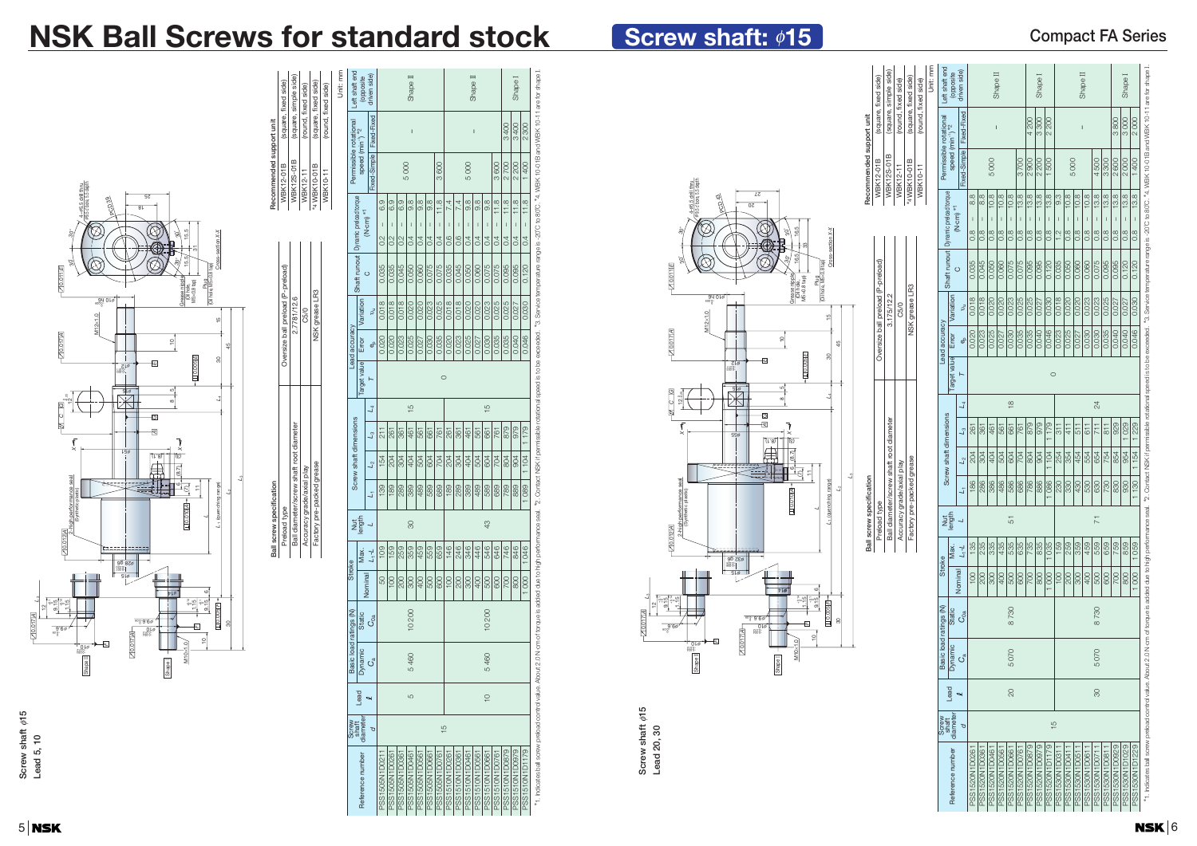# NSK Ball Screws for standard stock

## Screw shaft: φ15

Compact FA Series

### Screw shaft φ15, Lead 5, 10

**Ball screw specification**

| | |
|---|---|
| Preload type | Oversize ball preload (P-preload) |
| Ball diameter/screw shaft root diameter | 2.778/12.6 |
| Accuracy grade/axial play | C5/0 |
| Factory pre-packed grease | NSK grease LR3 |

**Recommended support unit**

| | |
|---|---|
| WBK12-01B | (square, fixed side) |
| WBK12S-01B | (square, simple side) |
| WBK12-11 | (round, fixed side) |
| *4 WBK10-01B | (square, fixed side) |
| WBK10-11 | (round, fixed side) |

Unit: mm

| Reference number | Screw shaft diameter $d$ | Lead $\ell$ | Basic load ratings (N) Dynamic $C_a$ | Static $C_{0a}$ | Stroke Nominal | Max. $L_1$-$L$ | Nut length $L$ | Screw shaft dimensions $L_1$ | $L_2$ | $L_3$ | $L_4$ | Lead accuracy Target value $T$ | Error $e_p$ | Variation $\upsilon_u$ | Shaft runout $C$ | Dynamic preload torque (N·cm) *1 | Permissible rotational speed (min-1) *2 Fixed-Simple | Fixed-Fixed | Left shaft end (opposite driven side) |
|---|---|---|---|---|---|---|---|---|---|---|---|---|---|---|---|---|---|---|---|
| PSS1505N1D0211 | 15 | 5 | 5 460 | 10 200 | 50 | 109 | 30 | 139 | 154 | 211 | 15 | 0 | 0.020 | 0.018 | 0.035 | 0.2 – 6.9 | 5 000 | – | Shape II |
| PSS1505N1D0261 | | | | | 100 | 159 | | 189 | 204 | 261 | | | 0.020 | 0.018 | 0.035 | 0.2 – 6.9 | | | |
| PSS1505N1D0361 | | | | | 200 | 259 | | 289 | 304 | 361 | | | 0.023 | 0.018 | 0.045 | 0.2 – 6.9 | | | |
| PSS1505N1D0461 | | | | | 300 | 359 | | 389 | 404 | 461 | | | 0.025 | 0.020 | 0.050 | 0.4 – 9.8 | | | |
| PSS1505N1D0561 | | | | | 400 | 459 | | 489 | 504 | 561 | | | 0.027 | 0.020 | 0.060 | 0.4 – 9.8 | | | |
| PSS1505N1D0661 | | | | | 500 | 559 | | 589 | 604 | 661 | | | 0.030 | 0.023 | 0.075 | 0.4 – 9.8 | | | |
| PSS1505N1D0761 | | | | | 600 | 659 | | 689 | 704 | 761 | | | 0.035 | 0.025 | 0.075 | 0.4 – 11.8 | 3 600 | | |
| PSS1510N1D0261 | | 10 | 5 460 | 10 200 | 100 | 146 | 43 | 189 | 204 | 261 | 15 | | 0.020 | 0.018 | 0.035 | 0.6 – 7.4 | 5 000 | – | Shape II |
| PSS1510N1D0361 | | | | | 200 | 246 | | 289 | 304 | 361 | | | 0.023 | 0.018 | 0.045 | 0.6 – 7.4 | | | |
| PSS1510N1D0461 | | | | | 300 | 346 | | 389 | 404 | 461 | | | 0.025 | 0.020 | 0.050 | 0.4 – 9.8 | | | |
| PSS1510N1D0561 | | | | | 400 | 446 | | 489 | 504 | 561 | | | 0.027 | 0.020 | 0.060 | 0.4 – 9.8 | | | |
| PSS1510N1D0661 | | | | | 500 | 546 | | 589 | 604 | 661 | | | 0.030 | 0.023 | 0.075 | 0.4 – 9.8 | | | |
| PSS1510N1D0761 | | | | | 600 | 646 | | 689 | 704 | 761 | | | 0.035 | 0.025 | 0.075 | 0.4 – 11.8 | 3 600 | | |
| PSS1510N1D0879 | | | | | 700 | 746 | | 789 | 804 | 879 | | | 0.035 | 0.025 | 0.095 | 0.4 – 11.8 | 2 700 | 3 400 | Shape I |
| PSS1510N1D0979 | | | | | 800 | 846 | | 889 | 904 | 979 | | | 0.040 | 0.027 | 0.095 | 0.4 – 11.8 | 2 200 | 3 400 | |
| PSS1510N1D1179 | | | | | 1 000 | 1 046 | | 1 089 | 1 104 | 1 179 | | | 0.046 | 0.030 | 0.120 | 0.4 – 11.8 | 1 400 | 2 300 | |

*1. Indicates ball screw preload control value. About 2.0 N·cm of torque is added due to high performance seal. *2. Contact NSK if permissible rotational speed is to be exceeded. *3. Service temperature range is -20°C to 80°C. *4. WBK 10-01B and WBK 10-11 are for shape I.

### Screw shaft φ15, Lead 20, 30

**Ball screw specification**

| | |
|---|---|
| Preload type | Oversize ball preload (P-preload) |
| Ball diameter/screw shaft root diameter | 3.175/12.2 |
| Accuracy grade/axial play | C5/0 |
| Factory pre-packed grease | NSK grease LR3 |

**Recommended support unit**

| | |
|---|---|
| WBK12-01B | (square, fixed side) |
| WBK12S-01B | (square, simple side) |
| WBK12-11 | (round, fixed side) |
| *4 WBK10-01B | (square, fixed side) |
| WBK10-11 | (round, fixed side) |

Unit: mm

| Reference number | Screw shaft diameter $d$ | Lead $\ell$ | Basic load ratings (N) Dynamic $C_a$ | Static $C_{0a}$ | Stroke Nominal | Max. $L_1$-$L$ | Nut length $L$ | Screw shaft dimensions $L_1$ | $L_2$ | $L_3$ | $L_4$ | Lead accuracy Target value $T$ | Error $e_p$ | Variation $\upsilon_u$ | Shaft runout $C$ | Dynamic preload torque (N·cm) *1 | Permissible rotational speed (min-1) *2 Fixed-Simple | Fixed-Fixed | Left shaft end (opposite driven side) |
|---|---|---|---|---|---|---|---|---|---|---|---|---|---|---|---|---|---|---|---|
| PSS1520N1D0261 | 15 | 20 | 5 070 | 8 730 | 100 | 135 | 51 | 186 | 204 | 261 | 18 | 0 | 0.020 | 0.018 | 0.035 | 0.8 – 8.8 | 5 000 | – | Shape II |
| PSS1520N1D0361 | | | | | 200 | 235 | | 286 | 304 | 361 | | | 0.023 | 0.018 | 0.045 | 0.8 – 8.8 | | | |
| PSS1520N1D0461 | | | | | 300 | 335 | | 386 | 404 | 461 | | | 0.025 | 0.020 | 0.050 | 0.8 – 10.8 | | | |
| PSS1520N1D0561 | | | | | 400 | 435 | | 486 | 504 | 561 | | | 0.027 | 0.020 | 0.060 | 0.8 – 10.8 | | | |
| PSS1520N1D0661 | | | | | 500 | 535 | | 586 | 604 | 661 | | | 0.030 | 0.023 | 0.075 | 0.8 – 10.8 | | | |
| PSS1520N1D0761 | | | | | 600 | 635 | | 686 | 704 | 761 | | | 0.035 | 0.025 | 0.075 | 0.8 – 13.8 | 3 700 | | |
| PSS1520N1D0879 | | | | | 700 | 735 | | 786 | 804 | 879 | | | 0.035 | 0.025 | 0.095 | 0.8 – 13.8 | 2 900 | 4 200 | Shape I |
| PSS1520N1D0979 | | | | | 800 | 835 | | 886 | 904 | 979 | | | 0.040 | 0.027 | 0.095 | 0.8 – 13.8 | 2 200 | 4 300 | |
| PSS1520N1D1179 | | | | | 1 000 | 1 035 | | 1 086 | 1 104 | 1 179 | | | 0.046 | 0.030 | 0.120 | 0.8 – 13.8 | 1 500 | 2 200 | |
| PSS1530N1D0311 | | 30 | 5 070 | 8 730 | 100 | 159 | 71 | 230 | 254 | 311 | 24 | | 0.023 | 0.018 | 0.035 | 1.2 – 9.3 | 5 000 | – | Shape II |
| PSS1530N1D0411 | | | | | 200 | 259 | | 330 | 354 | 411 | | | 0.025 | 0.018 | 0.050 | 0.8 – 10.8 | | | |
| PSS1530N1D0511 | | | | | 300 | 359 | | 430 | 454 | 511 | | | 0.027 | 0.020 | 0.060 | 0.8 – 10.8 | | | |
| PSS1530N1D0611 | | | | | 400 | 459 | | 530 | 554 | 611 | | | 0.030 | 0.020 | 0.060 | 0.8 – 10.8 | | | |
| PSS1530N1D0711 | | | | | 500 | 559 | | 630 | 654 | 711 | | | 0.030 | 0.023 | 0.075 | 0.8 – 13.8 | 4 500 | | |
| PSS1530N1D0811 | | | | | 600 | 659 | | 730 | 754 | 811 | | | 0.035 | 0.025 | 0.075 | 0.8 – 13.8 | 3 300 | | |
| PSS1530N1D0929 | | | | | 700 | 759 | | 830 | 854 | 929 | | | 0.035 | 0.025 | 0.095 | 0.8 – 13.8 | 2 600 | 3 800 | Shape I |
| PSS1530N1D1029 | | | | | 800 | 859 | | 930 | 954 | 1 029 | | | 0.040 | 0.027 | 0.095 | 0.8 – 13.8 | 2 000 | 3 000 | |
| PSS1530N1D1229 | | | | | 1 000 | 1 059 | | 1 130 | 1 154 | 1 229 | | | 0.046 | 0.030 | 0.120 | 0.8 – 13.8 | 1 400 | 2 000 | |

*1. Indicates ball screw preload control value. About 2.0 N·cm of torque is added due to high performance seal. *2. Contact NSK if permissible rotational speed is to be exceeded. *3. Service temperature range is -20°C to 80°C. *4. WBK 10-01B and WBK 10-11 are for shape I.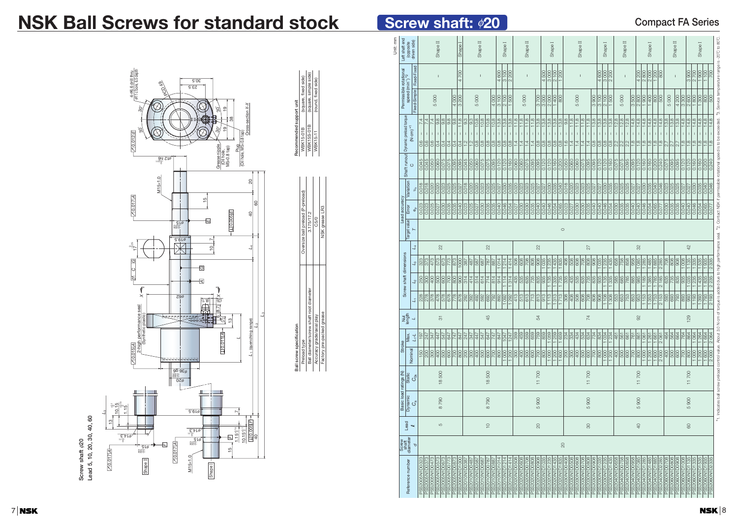# NSK Ball Screws for standard stock

## Screw shaft: φ20

Compact FA Series

Screw shaft φ20
Lead 5, 10, 20, 30, 40, 60

**Ball screw specification**

| | |
|---|---|
| Preload type | Oversize ball preload (P-preload) |
| Ball diameter/screw shaft root diameter | 3.175/17.2 |
| Accuracy grade/axial play | C5/0 |
| Factory pre-packed grease | NSK grease LR3 |

**Recommended support unit**

| | |
|---|---|
| WBK15-01B | (square, fixed side) |
| WBK15S-01B | (square, simple side) |
| WBK15-11 | (round, fixed side) |

Unit: mm

| Reference number | Screw shaft diameter $d$ | Lead $l$ | Basic load ratings (N) Dynamic $C_a$ | Static $C_{0a}$ | Stroke Nominal | Stroke Max. $L_1-L$ | Nut length $L$ | Screw shaft dimensions $L_1$ | $L_2$ | $L_3$ | $L_4$ | Lead accuracy Target value $T$ | Error $e_p$ | Variation $v_u$ | Shaft runout $C$ | Dynamic preload torque (N·cm) *1 | Permissible rotational speed (min⁻¹) *2 Fixed-Simple | Fixed-Fixed | Left shaft end (opposite driven side) |
|---|---|---|---|---|---|---|---|---|---|---|---|---|---|---|---|---|---|---|---|
| PSS2005N1D0323 | 20 | 5 | 8 790 | 18 500 | 150 | 197 | 31 | 228 | 250 | 323 | 22 | 0 | 0.023 | 0.018 | 0.045 | 0.6 – 7.4 | 5 000 | – | Shape II |
| PSS2005N1D0373 | | | | | 200 | 247 | | 278 | 300 | 373 | | | 0.023 | 0.018 | 0.045 | 0.6 – 7.4 | | | |
| PSS2005N1D0473 | | | | | 300 | 347 | | 378 | 400 | 473 | | | 0.025 | 0.020 | 0.050 | 0.6 – 7.4 | | | |
| PSS2005N1D0573 | | | | | 400 | 447 | | 478 | 500 | 573 | | | 0.027 | 0.020 | 0.060 | 0.4 – 9.8 | | | |
| PSS2005N1D0673 | | | | | 500 | 547 | | 578 | 600 | 673 | | | 0.030 | 0.023 | 0.075 | 0.4 – 9.8 | | | |
| PSS2005N1D0773 | | | | | 600 | 647 | | 678 | 700 | 773 | | | 0.035 | 0.025 | 0.075 | 0.4 – 9.8 | | | |
| PSS2005N1D0873 | | | | | 700 | 747 | | 778 | 800 | 873 | | | 0.035 | 0.025 | 0.095 | 0.4 – 9.8 | 4 000 | | |
| PSS2005N1D1000 | | | | | 800 | 847 | | 878 | 900 | 1 000 | | | 0.040 | 0.027 | 0.095 | 0.4 – 11.8 | 3 200 | 4 700 | Shape I |
| PSS2010N1D0387 | | 10 | 8 790 | 18 500 | 200 | 247 | 45 | 292 | 314 | 387 | 22 | | 0.023 | 0.018 | 0.045 | 1.2 – 9.3 | 5 000 | – | Shape II |
| PSS2010N1D0487 | | | | | 300 | 347 | | 392 | 414 | 487 | | | 0.025 | 0.020 | 0.050 | 1.2 – 9.3 | | | |
| PSS2010N1D0587 | | | | | 400 | 447 | | 492 | 514 | 587 | | | 0.027 | 0.020 | 0.060 | 0.8 – 10.8 | | | |
| PSS2010N1D0687 | | | | | 500 | 547 | | 592 | 614 | 687 | | | 0.030 | 0.023 | 0.075 | 0.8 – 10.8 | | | |
| PSS2010N1D0787 | | | | | 600 | 647 | | 692 | 714 | 787 | | | 0.035 | 0.025 | 0.075 | 0.8 – 10.8 | | | |
| PSS2010N1D0887 | | | | | 700 | 747 | | 792 | 814 | 887 | | | 0.035 | 0.025 | 0.095 | 0.8 – 10.8 | 4 000 | | |
| PSS2010N1D1014 | | | | | 800 | 847 | | 892 | 914 | 1 014 | | | 0.040 | 0.027 | 0.120 | 0.8 – 13.8 | 3 100 | 4 600 | Shape I |
| PSS2010N1D1214 | | | | | 1 000 | 1 047 | | 1 092 | 1 114 | 1 214 | | | 0.046 | 0.030 | 0.120 | 0.8 – 13.8 | 2 100 | 3 100 | |
| PSS2010N1D1414 | | | | | 1 200 | 1 247 | | 1 292 | 1 314 | 1 414 | | | 0.054 | 0.035 | 0.160 | 0.8 – 13.8 | 1 500 | 2 200 | |
| PSS2020N1D0508 | | 20 | 5 900 | 11 700 | 300 | 359 | 54 | 413 | 435 | 508 | 22 | | 0.027 | 0.020 | 0.060 | 1.4 – 11.8 | 5 000 | – | Shape II |
| PSS2020N1D0608 | | | | | 400 | 459 | | 513 | 535 | 608 | | | 0.030 | 0.023 | 0.075 | 1.4 – 11.8 | | | |
| PSS2020N1D0708 | | | | | 500 | 559 | | 613 | 635 | 708 | | | 0.030 | 0.023 | 0.075 | 1.4 – 11.8 | | | |
| PSS2020N1D0808 | | | | | 600 | 659 | | 713 | 735 | 808 | | | 0.035 | 0.025 | 0.095 | 1.4 – 11.8 | | | |
| PSS2020N1D0908 | | | | | 700 | 759 | | 813 | 835 | 908 | | | 0.040 | 0.027 | 0.095 | 1.4 – 11.8 | 3 700 | | |
| PSS2020N1D1035 | | | | | 800 | 859 | | 913 | 935 | 1 035 | | | 0.040 | 0.027 | 0.120 | 0.8 – 13.8 | 3 000 | 4 500 | Shape I |
| PSS2020N1D1235 | | | | | 1 000 | 1 059 | | 1 113 | 1 135 | 1 235 | | | 0.046 | 0.030 | 0.120 | 0.8 – 13.8 | 2 000 | 3 000 | |
| PSS2020N1D1435 | | | | | 1 200 | 1 259 | | 1 313 | 1 335 | 1 435 | | | 0.054 | 0.035 | 0.160 | 0.8 – 13.8 | 1 400 | 2 100 | |
| PSS2020N1D1835 | | | | | 1 600 | 1 659 | | 1 713 | 1 735 | 1 835 | | | 0.065 | 0.040 | 0.200 | 0.8 – 13.8 | 800 | 1 200 | |
| PSS2030N1D0408 | | 30 | 5 900 | 11 700 | 200 | 234 | 74 | 308 | 335 | 408 | 27 | | 0.023 | 0.018 | 0.050 | 1.6 – 9.8 | 5 000 | – | Shape II |
| PSS2030N1D0508 | | | | | 300 | 334 | | 408 | 435 | 508 | | | 0.025 | 0.020 | 0.050 | 1.4 – 11.8 | | | |
| PSS2030N1D0608 | | | | | 400 | 434 | | 508 | 535 | 608 | | | 0.027 | 0.020 | 0.060 | 1.4 – 11.8 | | | |
| PSS2030N1D0708 | | | | | 500 | 534 | | 608 | 635 | 708 | | | 0.030 | 0.023 | 0.075 | 1.4 – 11.8 | | | |
| PSS2030N1D0808 | | | | | 600 | 634 | | 708 | 735 | 808 | | | 0.030 | 0.023 | 0.075 | 1.4 – 11.8 | | | |
| PSS2030N1D0908 | | | | | 700 | 734 | | 808 | 835 | 908 | | | 0.035 | 0.025 | 0.095 | 0.8 – 13.8 | 3 900 | | |
| PSS2030N1D1035 | | | | | 800 | 834 | | 908 | 935 | 1 035 | | | 0.040 | 0.027 | 0.095 | 0.8 – 13.8 | 3 100 | 4 600 | Shape I |
| PSS2030N1D1235 | | | | | 1 000 | 1 034 | | 1 108 | 1 135 | 1 235 | | | 0.046 | 0.030 | 0.120 | 0.8 – 13.8 | 2 100 | 3 000 | |
| PSS2030N1D1435 | | | | | 1 200 | 1 234 | | 1 308 | 1 335 | 1 435 | | | 0.054 | 0.035 | 0.160 | 0.8 – 13.8 | 1 500 | 2 200 | |
| PSS2040N1D0658 | | 40 | 5 900 | 11 700 | 400 | 461 | 92 | 553 | 585 | 658 | 32 | | 0.030 | 0.023 | 0.075 | 2.2 – 12.8 | 5 000 | – | Shape II |
| PSS2040N1D0758 | | | | | 500 | 561 | | 653 | 685 | 758 | | | 0.035 | 0.025 | 0.075 | 2.2 – 12.8 | | | |
| PSS2040N1D0858 | | | | | 600 | 661 | | 753 | 785 | 858 | | | 0.035 | 0.025 | 0.095 | 2.2 – 12.8 | | | |
| PSS2040N1D0958 | | | | | 700 | 761 | | 853 | 885 | 958 | | | 0.040 | 0.027 | 0.095 | 1.8 – 14.8 | 3 500 | | |
| PSS2040N1D1085 | | | | | 800 | 861 | | 953 | 985 | 1 085 | | | 0.046 | 0.030 | 0.120 | 1.8 – 14.8 | 2 800 | 4 200 | Shape I |
| PSS2040N1D1285 | | | | | 1 000 | 1 061 | | 1 153 | 1 185 | 1 285 | | | 0.046 | 0.030 | 0.120 | 1.8 – 14.8 | 1 900 | 2 800 | |
| PSS2040N1D1485 | | | | | 1 200 | 1 261 | | 1 353 | 1 385 | 1 485 | | | 0.054 | 0.035 | 0.160 | 1.8 – 14.8 | 1 400 | 2 000 | |
| PSS2040N1D1885 | | | | | 1 600 | 1 661 | | 1 753 | 1 785 | 1 885 | | | 0.065 | 0.040 | 0.200 | 1.8 – 14.8 | 800 | 1 200 | |
| PSS2040N1D2285 | | | | | 2 000 | 2 061 | | 2 153 | 2 185 | 2 285 | | | 0.077 | 0.046 | 0.240 | 1.8 – 14.8 | 500 | 800 | |
| PSS2060N1D0708 | | 60 | 5 900 | 11 700 | 400 | 464 | 129 | 593 | 635 | 708 | 42 | | 0.030 | 0.023 | 0.075 | 2.7 – 13.8 | 5 000 | – | Shape II |
| PSS2060N1D0808 | | | | | 500 | 564 | | 693 | 735 | 808 | | | 0.035 | 0.025 | 0.095 | 2.7 – 13.8 | | | |
| PSS2060N1D0908 | | | | | 600 | 664 | | 793 | 835 | 908 | | | 0.035 | 0.025 | 0.095 | 2.7 – 13.8 | | | |
| PSS2060N1D1008 | | | | | 700 | 764 | | 893 | 935 | 1 008 | | | 0.040 | 0.027 | 0.120 | 1.8 – 14.8 | 3 300 | | |
| PSS2060N1D1135 | | | | | 800 | 864 | | 993 | 1 035 | 1 135 | | | 0.046 | 0.030 | 0.120 | 1.8 – 14.8 | 2 600 | 3 900 | Shape I |
| PSS2060N1D1335 | | | | | 1 000 | 1 064 | | 1 193 | 1 235 | 1 335 | | | 0.046 | 0.030 | 0.160 | 1.8 – 14.8 | 1 800 | 2 700 | |
| PSS2060N1D1535 | | | | | 1 200 | 1 264 | | 1 393 | 1 435 | 1 535 | | | 0.054 | 0.035 | 0.160 | 1.8 – 14.8 | 1 300 | 1 900 | |
| PSS2060N1D1935 | | | | | 1 600 | 1 664 | | 1 793 | 1 835 | 1 935 | | | 0.065 | 0.040 | 0.200 | 1.8 – 14.8 | 800 | 1 100 | |
| PSS2060N1D2335 | | | | | 2 000 | 2 064 | | 2 193 | 2 235 | 2 335 | | | 0.077 | 0.046 | 0.240 | 1.8 – 14.8 | 500 | 700 | |

*1. Indicates ball screw preload control value. About 3.0 N·cm of torque is added due to high performance seal. *2. Contact NSK if permissible rotational speed is to be exceeded. *3. Service temperature range is -20°C to 80°C.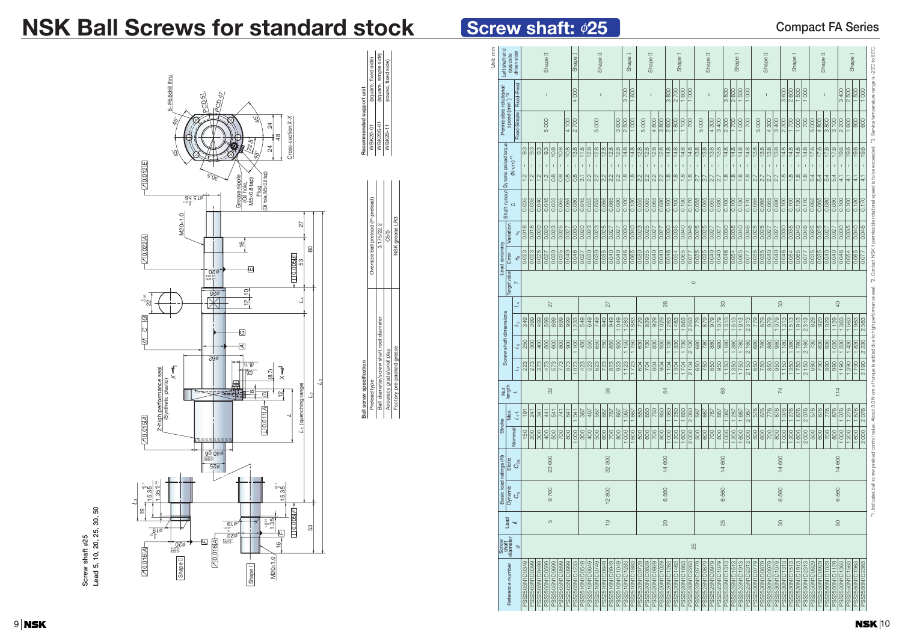# NSK Ball Screws for standard stock

## Screw shaft: $\phi$25

Compact FA Series

Screw shaft $\phi$25
Lead 5, 10, 20, 25, 30, 50

| Ball screw specification | |
|---|---|
| Preload type | Oversize ball preload (P-preload) |
| Ball diameter/screw shaft root diameter | 3.175/22.2 |
| Accuracy grade/axial play | C5/0 |
| Factory pre-packed grease | NSK grease LR3 |

| Recommended support unit | | |
|---|---|---|
| WBK20-01 | | (square, fixed side) |
| WBK20S-01 | | (square, simple side) |
| WBK20-11 | | (round, fixed side) |

Unit: mm

| Reference number | Screw shaft diameter $d$ | Lead $l$ | Basic load ratings (N) Dynamic $C_a$ | Static $C_{0a}$ | Stroke Nominal | Max. $L_1$–$L$ | Nut length $L$ | Screw shaft dimensions $L_1$ | $L_2$ | $L_3$ | $L_4$ | Lead accuracy Target value $T$ | Error $e_p$ | Variation $v_u$ | Shaft runout $C$ | Dynamic preload torque (N·cm) *1 | Permissible rotational speed (min⁻¹) *2 Fixed-Simple | Fixed-Fixed | Left shaft end (opposite driven side) |
|---|---|---|---|---|---|---|---|---|---|---|---|---|---|---|---|---|---|---|---|
| PSS2505N1D0349 | 25 | 5 | 9 760 | 23 600 | 150 | 191 | 32 | 223 | 250 | 349 | 27 | 0 | 0.023 | 0.018 | 0.035 | 1.2 – 9.3 | 5 000 | – | Shape II |
| PSS2505N1D0399 | | | | | 200 | 241 | | 273 | 300 | 399 | | | 0.023 | 0.018 | 0.035 | 1.2 – 9.3 | | | |
| PSS2505N1D0499 | | | | | 300 | 341 | | 373 | 400 | 499 | | | 0.025 | 0.020 | 0.040 | 1.2 – 9.3 | | | |
| PSS2505N1D0599 | | | | | 400 | 441 | | 473 | 500 | 599 | | | 0.027 | 0.020 | 0.045 | 1.2 – 9.3 | | | |
| PSS2505N1D0699 | | | | | 500 | 541 | | 573 | 600 | 699 | | | 0.030 | 0.023 | 0.055 | 0.8 – 10.8 | | | |
| PSS2505N1D0899 | | | | | 700 | 741 | | 773 | 800 | 899 | | | 0.035 | 0.025 | 0.065 | 0.8 – 10.8 | | | |
| PSS2505N1D0999 | | | | | 800 | 841 | | 873 | 900 | 999 | | | 0.040 | 0.027 | 0.065 | 0.8 – 10.8 | 4 100 | | |
| PSS2505N1D1233 | | | | | 1 000 | 1 041 | | 1 073 | 1 100 | 1 233 | | | 0.046 | 0.030 | 0.080 | 0.8 – 13.8 | 2 700 | 4 000 | Shape I |
| PSS2510N1D0549 | | 10 | 12 800 | 32 300 | 300 | 367 | 56 | 423 | 450 | 549 | 27 | | 0.027 | 0.020 | 0.045 | 3.1 – 11.8 | 5 000 | – | Shape II |
| PSS2510N1D0649 | | | | | 400 | 467 | | 523 | 550 | 649 | | | 0.030 | 0.023 | 0.055 | 2.2 – 12.8 | | | |
| PSS2510N1D0749 | | | | | 500 | 567 | | 623 | 650 | 749 | | | 0.030 | 0.023 | 0.055 | 2.2 – 12.8 | | | |
| PSS2510N1D0849 | | | | | 600 | 667 | | 723 | 750 | 849 | | | 0.035 | 0.025 | 0.065 | 2.2 – 12.8 | | | |
| PSS2510N1D0949 | | | | | 700 | 767 | | 823 | 850 | 949 | | | 0.035 | 0.025 | 0.065 | 2.2 – 12.8 | | | |
| PSS2510N1D1049 | | | | | 800 | 867 | | 923 | 950 | 1 049 | | | 0.040 | 0.027 | 0.065 | 2.2 – 12.8 | 3 600 | | |
| PSS2510N1D1283 | | | | | 1 000 | 1 067 | | 1 123 | 1 150 | 1 283 | | | 0.046 | 0.030 | 0.100 | 1.8 – 14.8 | 2 500 | 3 700 | Shape I |
| PSS2510N1D1883 | | | | | 1 600 | 1 667 | | 1 723 | 1 750 | 1 883 | | | 0.065 | 0.040 | 0.130 | 1.8 – 14.8 | 1 000 | 1 600 | |
| PSS2520N1D0729 | | 20 | 6 560 | 14 600 | 500 | 550 | 54 | 604 | 630 | 729 | 26 | | 0.035 | 0.025 | 0.055 | 2.2 – 12.8 | 5 000 | – | Shape II |
| PSS2520N1D0829 | | | | | 600 | 650 | | 704 | 730 | 829 | | | 0.035 | 0.025 | 0.065 | 2.2 – 12.8 | | | |
| PSS2520N1D0929 | | | | | 700 | 750 | | 804 | 830 | 929 | | | 0.040 | 0.027 | 0.065 | 2.2 – 12.8 | 4 800 | | |
| PSS2520N1D1029 | | | | | 800 | 850 | | 904 | 930 | 1 029 | | | 0.040 | 0.027 | 0.080 | 2.2 – 12.8 | 3 800 | | |
| PSS2520N1D1263 | | | | | 1 000 | 1 050 | | 1 104 | 1 130 | 1 263 | | | 0.046 | 0.030 | 0.100 | 1.8 – 14.8 | 2 600 | 3 800 | Shape I |
| PSS2520N1D1463 | | | | | 1 200 | 1 250 | | 1 304 | 1 330 | 1 463 | | | 0.054 | 0.035 | 0.100 | 1.8 – 14.8 | 1 800 | 2 700 | |
| PSS2520N1D1863 | | | | | 1 600 | 1 650 | | 1 704 | 1 730 | 1 863 | | | 0.065 | 0.040 | 0.130 | 1.8 – 14.8 | 1 100 | 1 600 | |
| PSS2520N1D2263 | | | | | 2 000 | 2 050 | | 2 104 | 2 130 | 2 263 | | | 0.077 | 0.046 | 0.170 | 1.8 – 14.8 | 700 | 1 000 | |
| PSS2525N1D0779 | | 25 | 6 560 | 14 600 | 500 | 587 | 63 | 650 | 680 | 779 | 30 | | 0.035 | 0.025 | 0.055 | 2.7 – 13.8 | 5 000 | – | Shape II |
| PSS2525N1D0879 | | | | | 600 | 687 | | 750 | 780 | 879 | | | 0.035 | 0.025 | 0.065 | 2.7 – 13.8 | | | |
| PSS2525N1D0979 | | | | | 700 | 787 | | 850 | 880 | 979 | | | 0.040 | 0.027 | 0.065 | 2.7 – 13.8 | 4 300 | | |
| PSS2525N1D1079 | | | | | 800 | 887 | | 950 | 980 | 1 079 | | | 0.040 | 0.027 | 0.080 | 2.7 – 13.8 | 3 400 | | |
| PSS2525N1D1313 | | | | | 1 000 | 1 087 | | 1 150 | 1 180 | 1 313 | | | 0.046 | 0.030 | 0.100 | 1.8 – 14.8 | 2 300 | 3 500 | Shape I |
| PSS2525N1D1513 | | | | | 1 200 | 1 287 | | 1 350 | 1 380 | 1 513 | | | 0.054 | 0.035 | 0.100 | 1.8 – 14.8 | 1 600 | 2 500 | |
| PSS2525N1D1913 | | | | | 1 600 | 1 687 | | 1 750 | 1 780 | 1 913 | | | 0.065 | 0.040 | 0.130 | 1.8 – 14.8 | 1 000 | 1 500 | |
| PSS2525N1D2313 | | | | | 2 000 | 2 087 | | 2 150 | 2 180 | 2 313 | | | 0.077 | 0.046 | 0.170 | 1.8 – 14.8 | 700 | 1 000 | |
| PSS2530N1D0779 | | 30 | 6 560 | 14 600 | 500 | 576 | 74 | 650 | 680 | 779 | 30 | | 0.035 | 0.025 | 0.055 | 2.7 – 13.8 | 5 000 | – | Shape II |
| PSS2530N1D0879 | | | | | 600 | 676 | | 750 | 780 | 879 | | | 0.035 | 0.025 | 0.065 | 2.7 – 13.8 | | | |
| PSS2530N1D0979 | | | | | 700 | 776 | | 850 | 880 | 979 | | | 0.040 | 0.027 | 0.065 | 2.7 – 13.8 | 4 300 | | |
| PSS2530N1D1079 | | | | | 800 | 876 | | 950 | 980 | 1 079 | | | 0.040 | 0.027 | 0.080 | 2.7 – 13.8 | 3 400 | | |
| PSS2530N1D1313 | | | | | 1 000 | 1 076 | | 1 150 | 1 180 | 1 313 | | | 0.046 | 0.030 | 0.100 | 1.8 – 14.8 | 2 300 | 3 600 | Shape I |
| PSS2530N1D1513 | | | | | 1 200 | 1 276 | | 1 350 | 1 380 | 1 513 | | | 0.054 | 0.035 | 0.100 | 1.8 – 14.8 | 1 600 | 2 600 | |
| PSS2530N1D1913 | | | | | 1 600 | 1 676 | | 1 750 | 1 780 | 1 913 | | | 0.065 | 0.040 | 0.130 | 1.8 – 14.8 | 1 000 | 1 500 | |
| PSS2530N1D2313 | | | | | 2 000 | 2 076 | | 2 150 | 2 180 | 2 313 | | | 0.077 | 0.046 | 0.170 | 1.8 – 14.8 | 700 | 1 000 | |
| PSS2550N1D0829 | | 50 | 6 560 | 14 600 | 500 | 576 | 114 | 690 | 730 | 829 | 40 | | 0.035 | 0.025 | 0.065 | 5.4 – 17.6 | 5 000 | – | Shape II |
| PSS2550N1D0929 | | | | | 600 | 676 | | 790 | 830 | 929 | | | 0.035 | 0.025 | 0.065 | 5.4 – 17.6 | 4 800 | | |
| PSS2550N1D1029 | | | | | 700 | 776 | | 890 | 930 | 1 029 | | | 0.040 | 0.027 | 0.065 | 5.4 – 17.6 | 3 800 | | |
| PSS2550N1D1129 | | | | | 800 | 876 | | 990 | 1 030 | 1 129 | | | 0.040 | 0.027 | 0.080 | 5.4 – 17.6 | 3 100 | | |
| PSS2550N1D1363 | | | | | 1 000 | 1 076 | | 1 190 | 1 230 | 1 363 | | | 0.046 | 0.030 | 0.100 | 4.1 – 19.6 | 2 300 | 3 400 | Shape I |
| PSS2550N1D1563 | | | | | 1 200 | 1 276 | | 1 390 | 1 430 | 1 563 | | | 0.054 | 0.035 | 0.100 | 4.1 – 19.6 | 1 600 | 2 500 | |
| PSS2550N1D1963 | | | | | 1 600 | 1 676 | | 1 790 | 1 830 | 1 963 | | | 0.065 | 0.040 | 0.130 | 4.1 – 19.6 | 900 | 1 500 | |
| PSS2550N1D2363 | | | | | 2 000 | 2 076 | | 2 190 | 2 230 | 2 363 | | | 0.077 | 0.046 | 0.170 | 4.1 – 19.6 | 600 | 1 000 | |

*1. Indicates ball screw preload control value. About 3.0 N·cm of torque is added due to high performance seal. *2. Contact NSK if permissible rotational speed is to be exceeded. *3. Service temperature range is -20°C to 80°C.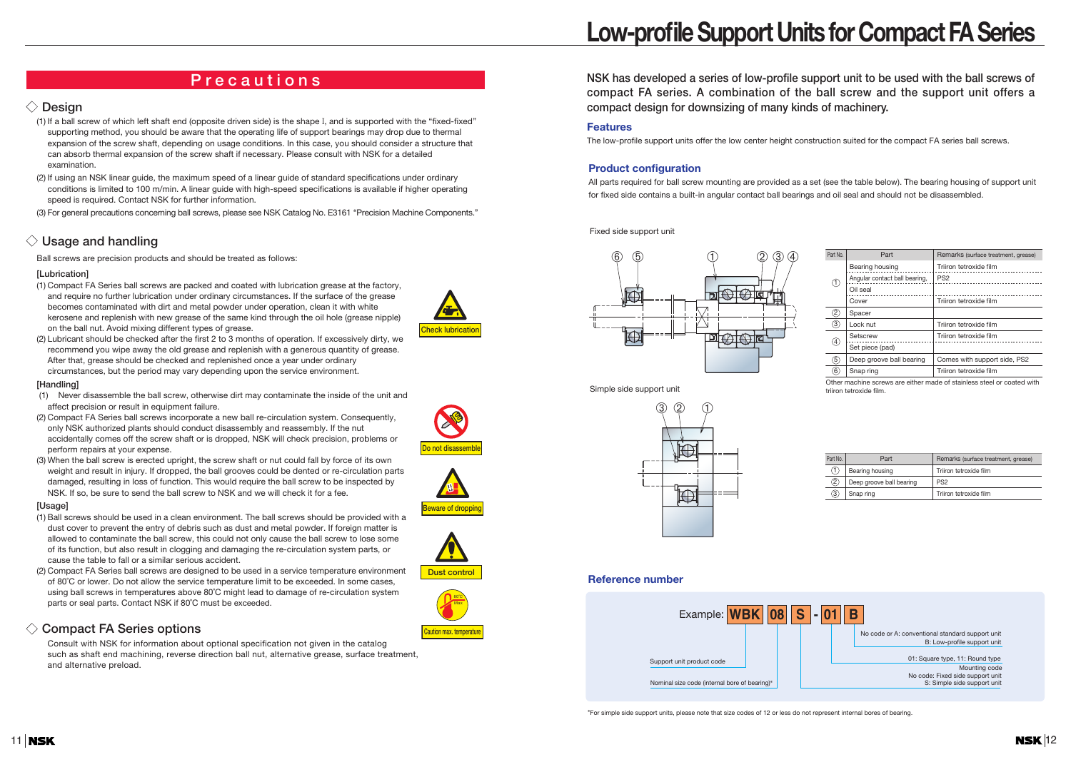## Precautions

### ◇ Design

(1) If a ball screw of which left shaft end (opposite driven side) is the shape I, and is supported with the "fixed-fixed" supporting method, you should be aware that the operating life of support bearings may drop due to thermal expansion of the screw shaft, depending on usage conditions. In this case, you should consider a structure that can absorb thermal expansion of the screw shaft if necessary. Please consult with NSK for a detailed examination.

(2) If using an NSK linear guide, the maximum speed of a linear guide of standard specifications under ordinary conditions is limited to 100 m/min. A linear guide with high-speed specifications is available if higher operating speed is required. Contact NSK for further information.

(3) For general precautions concerning ball screws, please see NSK Catalog No. E3161 "Precision Machine Components."

### ◇ Usage and handling

Ball screws are precision products and should be treated as follows:

**[Lubrication]**

(1) Compact FA Series ball screws are packed and coated with lubrication grease at the factory, and require no further lubrication under ordinary circumstances. If the surface of the grease becomes contaminated with dirt and metal powder under operation, clean it with white kerosene and replenish with new grease of the same kind through the oil hole (grease nipple) on the ball nut. Avoid mixing different types of grease.

(2) Lubricant should be checked after the first 2 to 3 months of operation. If excessively dirty, we recommend you wipe away the old grease and replenish with a generous quantity of grease. After that, grease should be checked and replenished once a year under ordinary circumstances, but the period may vary depending upon the service environment.

Check lubrication

**[Handling]**

(1) Never disassemble the ball screw, otherwise dirt may contaminate the inside of the unit and affect precision or result in equipment failure.

(2) Compact FA Series ball screws incorporate a new ball re-circulation system. Consequently, only NSK authorized plants should conduct disassembly and reassembly. If the nut accidentally comes off the screw shaft or is dropped, NSK will check precision, problems or perform repairs at your expense.

(3) When the ball screw is erected upright, the screw shaft or nut could fall by force of its own weight and result in injury. If dropped, the ball grooves could be dented or re-circulation parts damaged, resulting in loss of function. This would require the ball screw to be inspected by NSK. If so, be sure to send the ball screw to NSK and we will check it for a fee.

Do not disassemble

Beware of dropping

**[Usage]**

(1) Ball screws should be used in a clean environment. The ball screws should be provided with a dust cover to prevent the entry of debris such as dust and metal powder. If foreign matter is allowed to contaminate the ball screw, this could not only cause the ball screw to lose some of its function, but also result in clogging and damaging the re-circulation system parts, or cause the table to fall or a similar serious accident.

(2) Compact FA Series ball screws are designed to be used in a service temperature environment of 80˚C or lower. Do not allow the service temperature limit to be exceeded. In some cases, using ball screws in temperatures above 80˚C might lead to damage of re-circulation system parts or seal parts. Contact NSK if 80˚C must be exceeded.

Dust control

Caution max. temperature

### ◇ Compact FA Series options

Consult with NSK for information about optional specification not given in the catalog such as shaft end machining, reverse direction ball nut, alternative grease, surface treatment, and alternative preload.

# Low-profile Support Units for Compact FA Series

**NSK has developed a series of low-profile support unit to be used with the ball screws of compact FA series. A combination of the ball screw and the support unit offers a compact design for downsizing of many kinds of machinery.**

## Features

The low-profile support units offer the low center height construction suited for the compact FA series ball screws.

## Product configuration

All parts required for ball screw mounting are provided as a set (see the table below). The bearing housing of support unit for fixed side contains a built-in angular contact ball bearings and oil seal and should not be disassembled.

Fixed side support unit

| Part No. | Part | Remarks (surface treatment, grease) |
|---|---|---|
| ① | Bearing housing | Triiron tetroxide film |
| | Angular contact ball bearing, | PS2 |
| | Oil seal | |
| | Cover | Triiron tetroxide film |
| ② | Spacer | |
| ③ | Lock nut | Triiron tetroxide film |
| ④ | Setscrew | Triiron tetroxide film |
| | Set piece (pad) | |
| ⑤ | Deep groove ball bearing | Comes with support side, PS2 |
| ⑥ | Snap ring | Triiron tetroxide film |

Other machine screws are either made of stainless steel or coated with triiron tetroxide film.

Simple side support unit

| Part No. | Part | Remarks (surface treatment, grease) |
|---|---|---|
| ① | Bearing housing | Triiron tetroxide film |
| ② | Deep groove ball bearing | PS2 |
| ③ | Snap ring | Triiron tetroxide film |

## Reference number

Example: WBK 08 S - 01 B

- WBK: Support unit product code
- 08: Nominal size code (internal bore of bearing)*
- S: Mounting code — No code: Fixed side support unit; S: Simple side support unit
- 01: 01: Square type, 11: Round type
- B: No code or A: conventional standard support unit; B: Low-profile support unit

*For simple side support units, please note that size codes of 12 or less do not represent internal bores of bearing.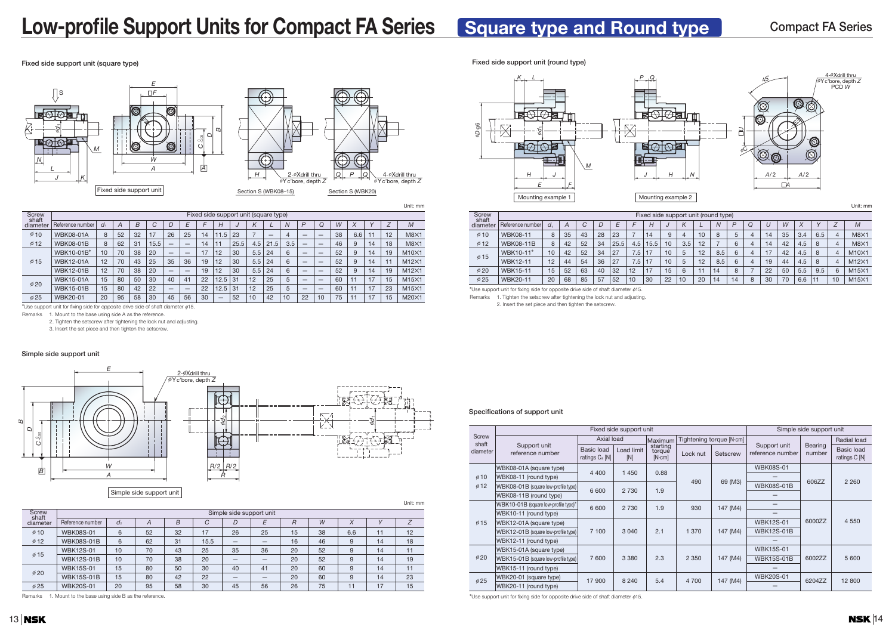# Low-profile Support Units for Compact FA Series

## Square type and Round type

### Fixed side support unit (square type)

Fixed side support unit

Section S (WBK08–15)

2-φXdrill thru φY c'bore, depth Z

Section S (WBK20)

4-φXdrill thru φY c'bore, depth Z

Unit: mm

| Screw shaft diameter | Reference number | $d_1$ | A | B | C | D | E | F | H | J | K | L | N | P | Q | W | X | Y | Z | M |
|---|---|---|---|---|---|---|---|---|---|---|---|---|---|---|---|---|---|---|---|---|
| φ10 | WBK08-01A | 8 | 52 | 32 | 17 | 26 | 25 | 14 | 11.5 | 23 | 7 | — | 4 | — | — | 38 | 6.6 | 11 | 12 | M8×1 |
| φ12 | WBK08-01B | 8 | 62 | 31 | 15.5 | — | — | 14 | 11 | 25.5 | 4.5 | 21.5 | 3.5 | — | — | 46 | 9 | 14 | 18 | M8×1 |
| φ15 | WBK10-01B* | 10 | 70 | 38 | 20 | — | — | 17 | 12 | 30 | 5.5 | 24 | 6 | — | — | 52 | 9 | 14 | 19 | M10×1 |
| | WBK12-01A | 12 | 70 | 43 | 25 | 35 | 36 | 19 | 12 | 30 | 5.5 | 24 | 6 | — | — | 52 | 9 | 14 | 11 | M12×1 |
| | WBK12-01B | 12 | 70 | 38 | 20 | — | — | 19 | 12 | 30 | 5.5 | 24 | 6 | — | — | 52 | 9 | 14 | 19 | M12×1 |
| φ20 | WBK15-01A | 15 | 80 | 50 | 30 | 40 | 41 | 22 | 12.5 | 31 | 12 | 25 | 5 | — | — | 60 | 11 | 17 | 15 | M15×1 |
| | WBK15-01B | 15 | 80 | 42 | 22 | — | — | 22 | 12.5 | 31 | 12 | 25 | 5 | — | — | 60 | 11 | 17 | 23 | M15×1 |
| φ25 | WBK20-01 | 20 | 95 | 58 | 30 | 45 | 56 | 30 | — | 52 | 10 | 42 | 10 | 22 | 10 | 75 | 11 | 17 | 15 | M20×1 |

*Use support unit for fixing side for opposite drive side of shaft diameter φ15.

Remarks
1. Mount to the base using side A as the reference.
2. Tighten the setscrew after tightening the lock nut and adjusting.
3. Insert the set piece and then tighten the setscrew.

### Simple side support unit

2-φXdrill thru φY c'bore, depth Z

Simple side support unit

Unit: mm

| Screw shaft diameter | Reference number | $d_2$ | A | B | C | D | E | R | W | X | Y | Z |
|---|---|---|---|---|---|---|---|---|---|---|---|---|
| φ10 | WBK08S-01 | 6 | 52 | 32 | 17 | 26 | 25 | 15 | 38 | 6.6 | 11 | 12 |
| φ12 | WBK08S-01B | 6 | 62 | 31 | 15.5 | — | — | 16 | 46 | 9 | 14 | 18 |
| φ15 | WBK12S-01 | 10 | 70 | 43 | 25 | 35 | 36 | 20 | 52 | 9 | 14 | 11 |
| | WBK12S-01B | 10 | 70 | 38 | 20 | — | — | 20 | 52 | 9 | 14 | 19 |
| φ20 | WBK15S-01 | 15 | 80 | 50 | 30 | 40 | 41 | 20 | 60 | 9 | 14 | 11 |
| | WBK15S-01B | 15 | 80 | 42 | 22 | — | — | 20 | 60 | 9 | 14 | 23 |
| φ25 | WBK20S-01 | 20 | 95 | 58 | 30 | 45 | 56 | 26 | 75 | 11 | 17 | 15 |

Remarks 1. Mount to the base using side B as the reference.

### Fixed side support unit (round type)

4-φXdrill thru φY c'bore, depth Z PCD W

Mounting example 1

Mounting example 2

Unit: mm

| Screw shaft diameter | Reference number | $d_1$ | A | C | D | E | F | H | J | K | L | N | P | Q | U | W | X | Y | Z | M |
|---|---|---|---|---|---|---|---|---|---|---|---|---|---|---|---|---|---|---|---|---|
| φ10 | WBK08-11 | 8 | 35 | 43 | 28 | 23 | 7 | 14 | 9 | 4 | 10 | 8 | 5 | 4 | 14 | 35 | 3.4 | 6.5 | 4 | M8×1 |
| φ12 | WBK08-11B | 8 | 42 | 52 | 34 | 25.5 | 4.5 | 15.5 | 10 | 3.5 | 12 | 7 | 6 | 4 | 14 | 42 | 4.5 | 8 | 4 | M8×1 |
| φ15 | WBK10-11* | 10 | 42 | 52 | 34 | 27 | 7.5 | 17 | 10 | 5 | 12 | 8.5 | 6 | 4 | 17 | 42 | 4.5 | 8 | 4 | M10×1 |
| | WBK12-11 | 12 | 44 | 54 | 36 | 27 | 7.5 | 17 | 10 | 5 | 12 | 8.5 | 6 | 4 | 19 | 44 | 4.5 | 8 | 4 | M12×1 |
| φ20 | WBK15-11 | 15 | 52 | 63 | 40 | 32 | 12 | 17 | 15 | 6 | 11 | 14 | 8 | 7 | 22 | 50 | 5.5 | 9.5 | 6 | M15×1 |
| φ25 | WBK20-11 | 20 | 68 | 85 | 57 | 52 | 10 | 30 | 22 | 10 | 20 | 14 | 14 | 8 | 30 | 70 | 6.6 | 11 | 10 | M15×1 |

*Use support unit for fixing side for opposite drive side of shaft diameter φ15.

Remarks
1. Tighten the setscrew after tightening the lock nut and adjusting.
2. Insert the set piece and then tighten the setscrew.

### Specifications of support unit

| Screw shaft diameter | Fixed side support unit | | | | | | Simple side support unit | | |
|---|---|---|---|---|---|---|---|---|---|
| | Support unit reference number | Axial load | | Maximum starting torque [N·cm] | Tightening torque [N·cm] | | Support unit reference number | Bearing number | Radial load |
| | | Basic load ratings $C_a$ [N] | Load limit [N] | | Lock nut | Setscrew | | | Basic load ratings C [N] |
| φ10 φ12 | WBK08-01A (square type) | 4 400 | 1 450 | 0.88 | 490 | 69 (M3) | WBK08S-01 | 606ZZ | 2 260 |
| | WBK08-11 (round type) | | | | | | — | | |
| | WBK08-01B (square low-profile type) | 6 600 | 2 730 | 1.9 | | | WBK08S-01B | | |
| | WBK08-11B (round type) | | | | | | — | | |
| φ15 | WBK10-01B (square low-profile type)* | 6 600 | 2 730 | 1.9 | 930 | 147 (M4) | — | 6000ZZ | 4 550 |
| | WBK10-11 (round type) | | | | | | — | | |
| | WBK12-01A (square type) | 7 100 | 3 040 | 2.1 | 1 370 | 147 (M4) | WBK12S-01 | | |
| | WBK12-01B (square low-profile type) | | | | | | WBK12S-01B | | |
| | WBK12-11 (round type) | | | | | | — | | |
| φ20 | WBK15-01A (square type) | 7 600 | 3 380 | 2.3 | 2 350 | 147 (M4) | WBK15S-01 | 6002ZZ | 5 600 |
| | WBK15-01B (square low-profile type) | | | | | | WBK15S-01B | | |
| | WBK15-11 (round type) | | | | | | — | | |
| φ25 | WBK20-01 (square type) | 17 900 | 8 240 | 5.4 | 4 700 | 147 (M4) | WBK20S-01 | 6204ZZ | 12 800 |
| | WBK20-11 (round type) | | | | | | — | | |

*Use support unit for fixing side for opposite drive side of shaft diameter φ15.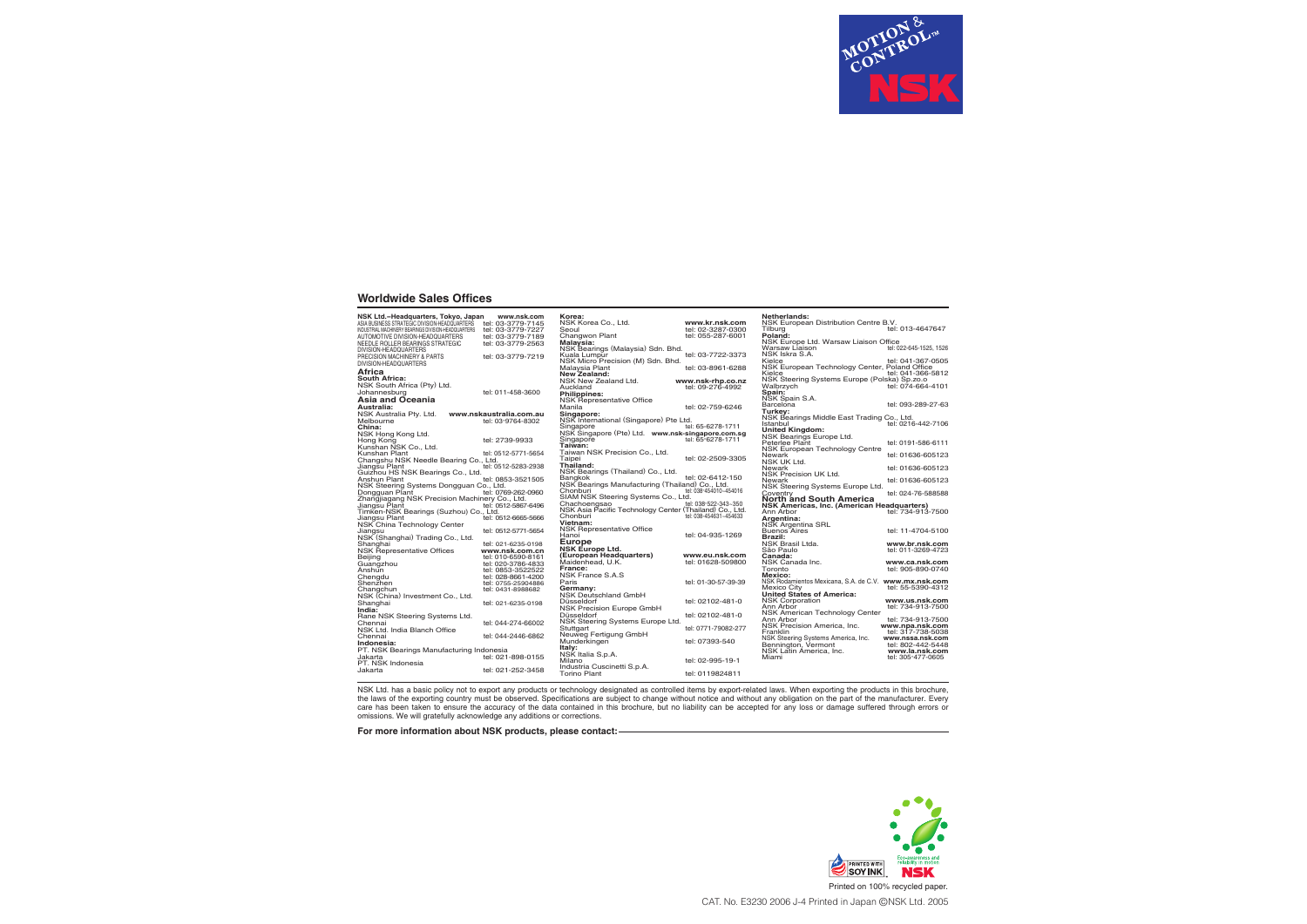MOTION & CONTROL™

NSK

## Worldwide Sales Offices

**NSK Ltd.-Headquarters, Tokyo, Japan** www.nsk.com
ASIA BUSINESS STRATEGIC DIVISION-HEADQUARTERS tel: 03-3779-7145
INDUSTRIAL MACHINERY BEARINGS DIVISION-HEADQUARTERS tel: 03-3779-7227
AUTOMOTIVE DIVISION-HEADQUARTERS tel: 03-3779-7189
NEEDLE ROLLER BEARINGS STRATEGIC DIVISION-HEADQUARTERS tel: 03-3779-2563
PRECISION MACHINERY & PARTS DIVISION-HEADQUARTERS tel: 03-3779-7219

**Africa**
**South Africa:**
NSK South Africa (Pty) Ltd.
Johannesburg tel: 011-458-3600

**Asia and Oceania**
**Australia:**
NSK Australia Pty. Ltd. www.nskaustralia.com.au
Melbourne tel: 03-9764-8302
**China:**
NSK Hong Kong Ltd.
Hong Kong tel: 2739-9933
Kunshan NSK Co., Ltd.
Kunshan Plant tel: 0512-5771-5654
Changshu NSK Needle Bearing Co., Ltd.
Jiangsu Plant tel: 0512-5283-2938
Guizhou HS NSK Bearings Co., Ltd.
Anshun Plant tel: 0853-3521505
NSK Steering Systems Dongguan Co., Ltd.
Dongguan Plant tel: 0769-262-0960
Zhangjiagang NSK Precision Machinery Co., Ltd.
Jiangsu Plant tel: 0512-5867-6496
Timken-NSK Bearings (Suzhou) Co., Ltd.
Jiangsu Plant tel: 0512-6665-5666
NSK China Technology Center
Jiangsu tel: 0512-5771-5654
NSK (Shanghai) Trading Co., Ltd.
Shanghai tel: 021-6235-0198
NSK Representative Offices www.nsk.com.cn
Beijing tel: 010-6590-8161
Guangzhou tel: 020-3786-4833
Anshun tel: 0853-3522522
Chengdu tel: 028-8661-4200
Shenzhen tel: 0755-25904886
Changchun tel: 0431-8988682
NSK (China) Investment Co., Ltd.
Shanghai tel: 021-6235-0198
**India:**
Rane NSK Steering Systems Ltd.
Chennai tel: 044-274-66002
NSK Ltd. India Blanch Office
Chennai tel: 044-2446-6862
**Indonesia:**
PT. NSK Bearings Manufacturing Indonesia
Jakarta tel: 021-898-0155
PT. NSK Indonesia
Jakarta tel: 021-252-3458
**Korea:**
NSK Korea Co., Ltd. www.kr.nsk.com
Seoul tel: 02-3287-0300
Changwon Plant tel: 055-287-6001
**Malaysia:**
NSK Bearings (Malaysia) Sdn. Bhd.
Kuala Lumpur tel: 03-7722-3373
NSK Micro Precision (M) Sdn. Bhd.
Malaysia Plant tel: 03-8961-6288
**New Zealand:**
NSK New Zealand Ltd. www.nsk-rhp.co.nz
Auckland tel: 09-276-4992
**Philippines:**
NSK Representative Office
Manila tel: 02-759-6246
**Singapore:**
NSK International (Singapore) Pte Ltd.
Singapore tel: 65-6278-1711
NSK Singapore (Pte) Ltd. www.nsk-singapore.com.sg
Singapore tel: 65-6278-1711
**Taiwan:**
Taiwan NSK Precision Co., Ltd.
Taipei tel: 02-2509-3305
**Thailand:**
NSK Bearings (Thailand) Co., Ltd.
Bangkok tel: 02-6412-150
NSK Bearings Manufacturing (Thailand) Co., Ltd.
Chonburi tel: 038-454010~454016
SIAM NSK Steering Systems Co., Ltd.
Chachoengsao tel: 038-522-343~350
NSK Asia Pacific Technology Center (Thailand) Co., Ltd.
Chonburi tel: 038-454631~454633
**Vietnam:**
NSK Representative Office
Hanoi tel: 04-935-1269

**Europe**
**NSK Europe Ltd.**
**(European Headquarters)** www.eu.nsk.com
Maidenhead, U.K. tel: 01628-509800
**France:**
NSK France S.A.S
Paris tel: 01-30-57-39-39
**Germany:**
NSK Deutschland GmbH
Düsseldorf tel: 02102-481-0
NSK Precision Europe GmbH
Düsseldorf tel: 02102-481-0
NSK Steering Systems Europe Ltd.
Stuttgart tel: 0771-79082-277
Neuweg Fertigung GmbH
Munderkingen tel: 07393-540
**Italy:**
NSK Italia S.p.A.
Milano tel: 02-995-19-1
Industria Cuscinetti S.p.A.
Torino Plant tel: 0119824811
**Netherlands:**
NSK European Distribution Centre B.V.
Tilburg tel: 013-4647647
**Poland:**
NSK Europe Ltd. Warsaw Liaison Office
Warsaw Liaison tel: 022-645-1525, 1526
NSK Iskra S.A.
Kielce tel: 041-367-0505
NSK European Technology Center, Poland Office
Kielce tel: 041-366-5812
NSK Steering Systems Europe (Polska) Sp.zo.o
Walbrzych tel: 074-664-4101
**Spain:**
NSK Spain S.A.
Barcelona tel: 093-289-27-63
**Turkey:**
NSK Bearings Middle East Trading Co., Ltd.
Istanbul tel: 0216-442-7106
**United Kingdom:**
NSK Bearings Europe Ltd.
Peterlee Plant tel: 0191-586-6111
NSK European Technology Centre
Newark tel: 01636-605123
NSK UK Ltd.
Newark tel: 01636-605123
NSK Precision UK Ltd.
Newark tel: 01636-605123
NSK Steering Systems Europe Ltd.
Coventry tel: 024-76-588588

**North and South America**
**NSK Americas, Inc. (American Headquarters)**
Ann Arbor tel: 734-913-7500
**Argentina:**
NSK Argentina SRL
Buenos Aires tel: 11-4704-5100
**Brazil:**
NSK Brasil Ltda. www.br.nsk.com
São Paulo tel: 011-3269-4723
**Canada:**
NSK Canada Inc. www.ca.nsk.com
Toronto tel: 905-890-0740
**Mexico:**
NSK Rodamientos Mexicana, S.A. de C.V. www.mx.nsk.com
Mexico City tel: 55-5390-4312
**United States of America:**
NSK Corporation www.us.nsk.com
Ann Arbor tel: 734-913-7500
NSK American Technology Center
Ann Arbor tel: 734-913-7500
NSK Precision America, Inc. www.npa.nsk.com
Franklin tel: 317-738-5038
NSK Steering Systems America, Inc. www.nssa.nsk.com
Bennington, Vermont tel: 802-442-5448
NSK Latin America, Inc. www.la.nsk.com
Miami tel: 305-477-0605

NSK Ltd. has a basic policy not to export any products or technology designated as controlled items by export-related laws. When exporting the products in this brochure, the laws of the exporting country must be observed. Specifications are subject to change without notice and without any obligation on the part of the manufacturer. Every care has been taken to ensure the accuracy of the data contained in this brochure, but no liability can be accepted for any loss or damage suffered through errors or omissions. We will gratefully acknowledge any additions or corrections.

**For more information about NSK products, please contact:**

PRINTED WITH SOY INK

Eco-awareness and reliability in motion
NSK

Printed on 100% recycled paper.

CAT. No. E3230 2006 J-4 Printed in Japan ©NSK Ltd. 2005